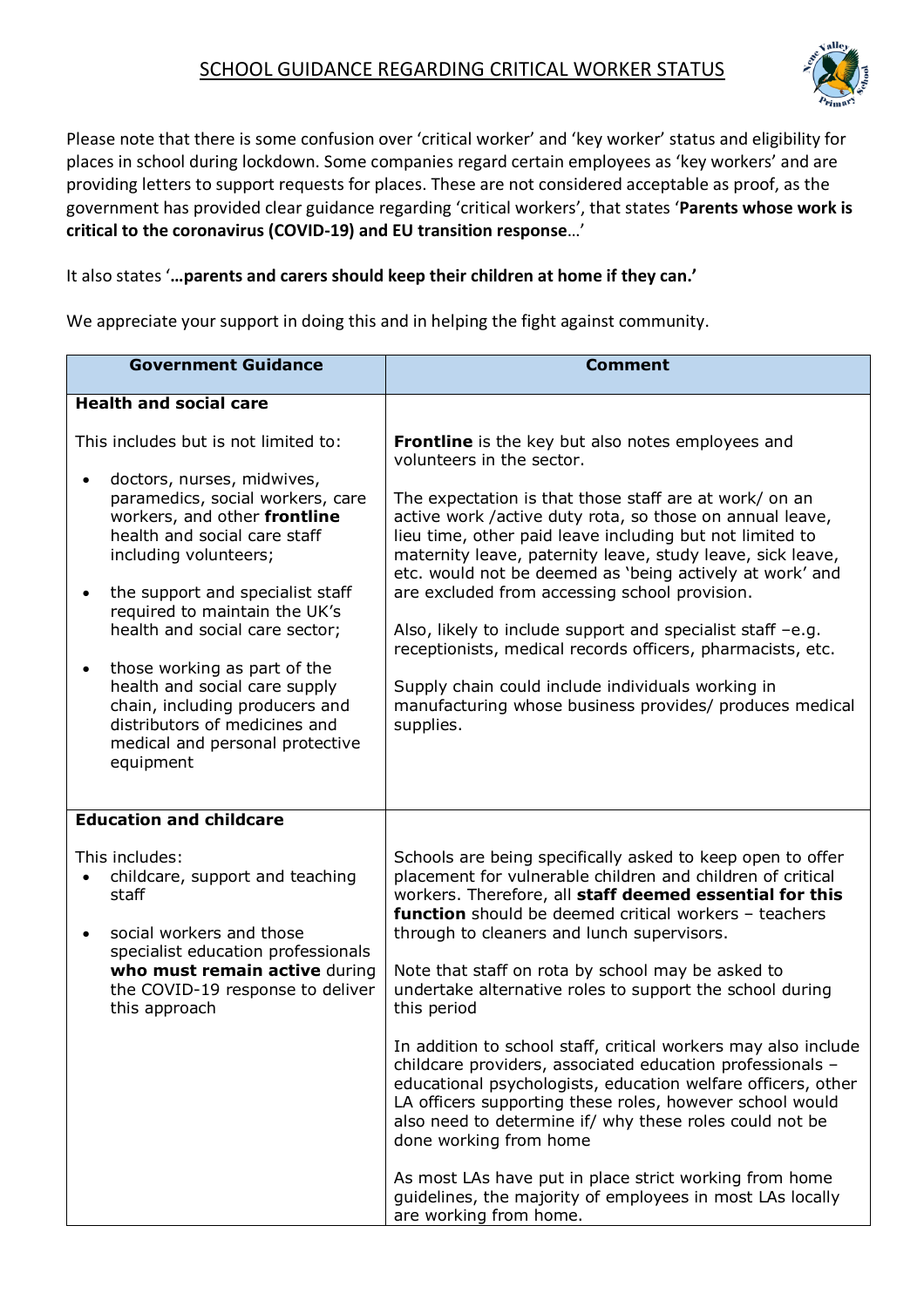## SCHOOL GUIDANCE REGARDING CRITICAL WORKER STATUS

Please note that there is some confusion over 'critical worker' and 'key worker' status and eligibility for places in school during lockdown. Some companies regard certain employees as 'key workers' and are providing letters to support requests for places. These are not considered acceptable as proof, as the government has provided clear guidance regarding 'critical workers', that states '**Parents whose work is critical to the coronavirus (COVID-19) and EU transition response**…'

It also states '**…parents and carers should keep their children at home if they can.'**

We appreciate your support in doing this and in helping the fight against community.

| Government Guidance | Comment |
|---|---|
| **Health and social care**<br><br>This includes but is not limited to:<br>• doctors, nurses, midwives, paramedics, social workers, care workers, and other **frontline** health and social care staff including volunteers;<br>• the support and specialist staff required to maintain the UK's health and social care sector;<br>• those working as part of the health and social care supply chain, including producers and distributors of medicines and medical and personal protective equipment | **Frontline** is the key but also notes employees and volunteers in the sector.<br><br>The expectation is that those staff are at work/ on an active work /active duty rota, so those on annual leave, lieu time, other paid leave including but not limited to maternity leave, paternity leave, study leave, sick leave, etc. would not be deemed as 'being actively at work' and are excluded from accessing school provision.<br><br>Also, likely to include support and specialist staff –e.g. receptionists, medical records officers, pharmacists, etc.<br><br>Supply chain could include individuals working in manufacturing whose business provides/ produces medical supplies. |
| **Education and childcare**<br><br>This includes:<br>• childcare, support and teaching staff<br>• social workers and those specialist education professionals **who must remain active** during the COVID-19 response to deliver this approach | Schools are being specifically asked to keep open to offer placement for vulnerable children and children of critical workers. Therefore, all **staff deemed essential for this function** should be deemed critical workers – teachers through to cleaners and lunch supervisors.<br><br>Note that staff on rota by school may be asked to undertake alternative roles to support the school during this period<br><br>In addition to school staff, critical workers may also include childcare providers, associated education professionals – educational psychologists, education welfare officers, other LA officers supporting these roles, however school would also need to determine if/ why these roles could not be done working from home<br><br>As most LAs have put in place strict working from home guidelines, the majority of employees in most LAs locally are working from home. |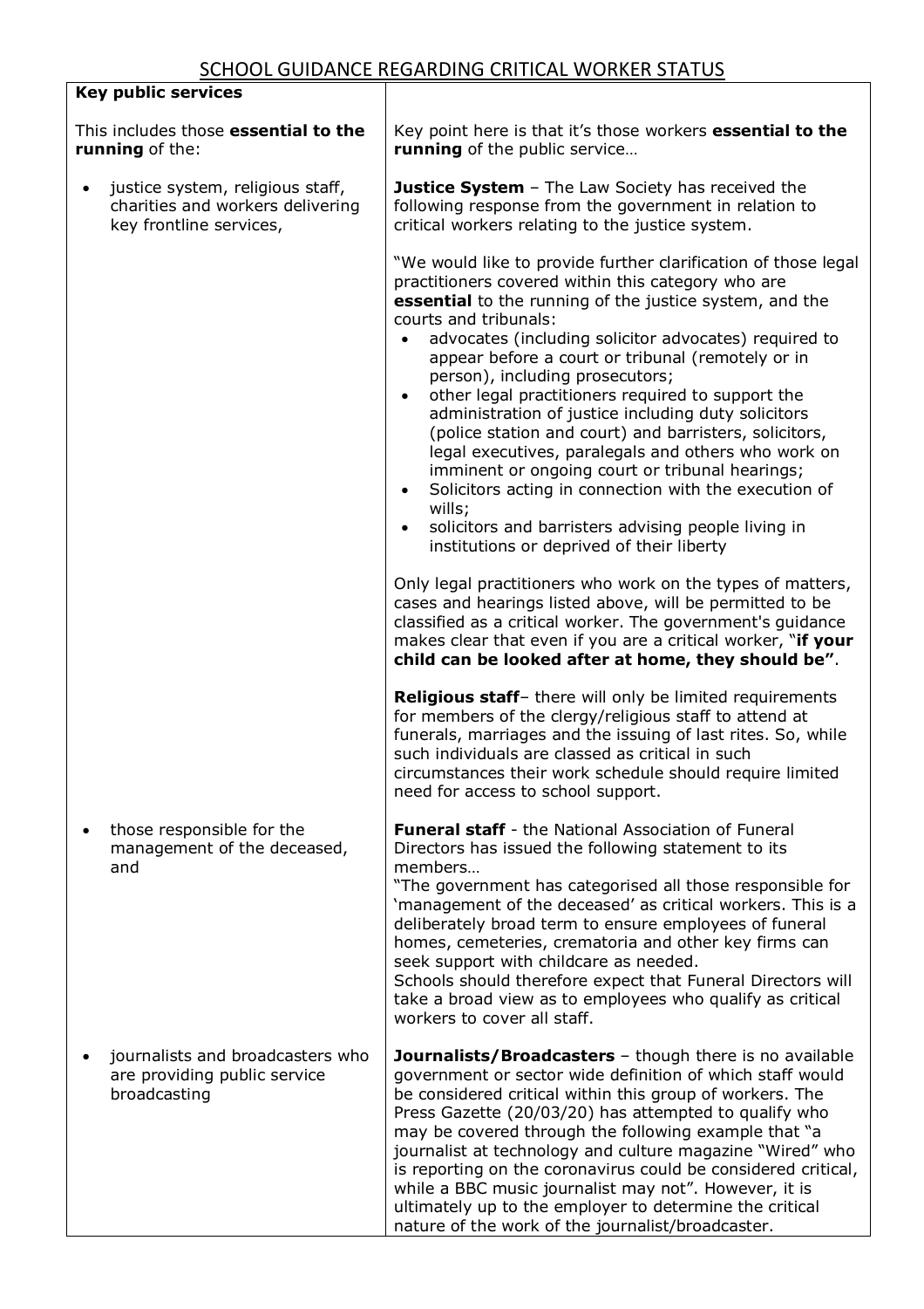# SCHOOL GUIDANCE REGARDING CRITICAL WORKER STATUS

| **Key public services** | |
|---|---|
| This includes those **essential to the running** of the:<br><br>• justice system, religious staff, charities and workers delivering key frontline services, | Key point here is that it's those workers **essential to the running** of the public service…<br><br>**Justice System** – The Law Society has received the following response from the government in relation to critical workers relating to the justice system.<br><br>"We would like to provide further clarification of those legal practitioners covered within this category who are **essential** to the running of the justice system, and the courts and tribunals:<br>• advocates (including solicitor advocates) required to appear before a court or tribunal (remotely or in person), including prosecutors;<br>• other legal practitioners required to support the administration of justice including duty solicitors (police station and court) and barristers, solicitors, legal executives, paralegals and others who work on imminent or ongoing court or tribunal hearings;<br>• Solicitors acting in connection with the execution of wills;<br>• solicitors and barristers advising people living in institutions or deprived of their liberty<br><br>Only legal practitioners who work on the types of matters, cases and hearings listed above, will be permitted to be classified as a critical worker. The government's guidance makes clear that even if you are a critical worker, "**if your child can be looked after at home, they should be"**.<br><br>**Religious staff**– there will only be limited requirements for members of the clergy/religious staff to attend at funerals, marriages and the issuing of last rites. So, while such individuals are classed as critical in such circumstances their work schedule should require limited need for access to school support. |
| • those responsible for the management of the deceased, and | **Funeral staff** - the National Association of Funeral Directors has issued the following statement to its members…<br>"The government has categorised all those responsible for 'management of the deceased' as critical workers. This is a deliberately broad term to ensure employees of funeral homes, cemeteries, crematoria and other key firms can seek support with childcare as needed.<br>Schools should therefore expect that Funeral Directors will take a broad view as to employees who qualify as critical workers to cover all staff. |
| • journalists and broadcasters who are providing public service broadcasting | **Journalists/Broadcasters** – though there is no available government or sector wide definition of which staff would be considered critical within this group of workers. The Press Gazette (20/03/20) has attempted to qualify who may be covered through the following example that "a journalist at technology and culture magazine "Wired" who is reporting on the coronavirus could be considered critical, while a BBC music journalist may not". However, it is ultimately up to the employer to determine the critical nature of the work of the journalist/broadcaster. |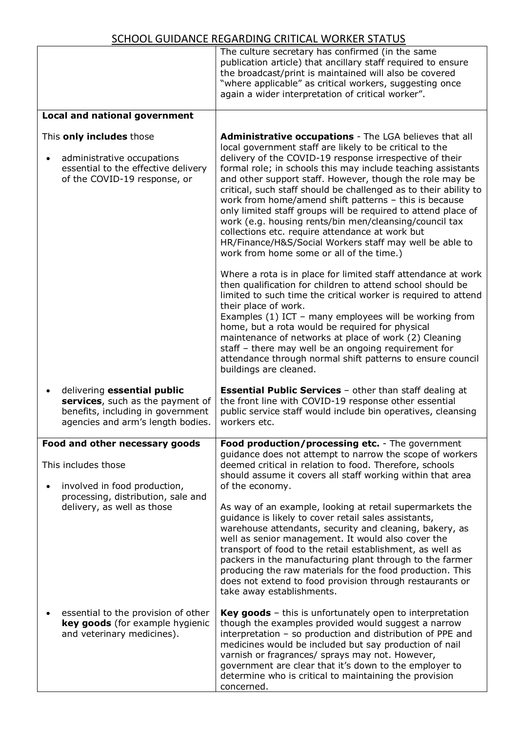# SCHOOL GUIDANCE REGARDING CRITICAL WORKER STATUS

| | |
|---|---|
| | The culture secretary has confirmed (in the same publication article) that ancillary staff required to ensure the broadcast/print is maintained will also be covered "where applicable" as critical workers, suggesting once again a wider interpretation of critical worker". |
| **Local and national government**<br><br>This **only includes** those<br><br>• administrative occupations essential to the effective delivery of the COVID-19 response, or | **Administrative occupations** - The LGA believes that all local government staff are likely to be critical to the delivery of the COVID-19 response irrespective of their formal role; in schools this may include teaching assistants and other support staff. However, though the role may be critical, such staff should be challenged as to their ability to work from home/amend shift patterns – this is because only limited staff groups will be required to attend place of work (e.g. housing rents/bin men/cleansing/council tax collections etc. require attendance at work but HR/Finance/H&S/Social Workers staff may well be able to work from home some or all of the time.)<br><br>Where a rota is in place for limited staff attendance at work then qualification for children to attend school should be limited to such time the critical worker is required to attend their place of work.<br>Examples (1) ICT – many employees will be working from home, but a rota would be required for physical maintenance of networks at place of work (2) Cleaning staff – there may well be an ongoing requirement for attendance through normal shift patterns to ensure council buildings are cleaned. |
| • delivering **essential public services**, such as the payment of benefits, including in government agencies and arm's length bodies. | **Essential Public Services** – other than staff dealing at the front line with COVID-19 response other essential public service staff would include bin operatives, cleansing workers etc. |
| **Food and other necessary goods**<br><br>This includes those<br><br>• involved in food production, processing, distribution, sale and delivery, as well as those | **Food production/processing etc.** - The government guidance does not attempt to narrow the scope of workers deemed critical in relation to food. Therefore, schools should assume it covers all staff working within that area of the economy.<br><br>As way of an example, looking at retail supermarkets the guidance is likely to cover retail sales assistants, warehouse attendants, security and cleaning, bakery, as well as senior management. It would also cover the transport of food to the retail establishment, as well as packers in the manufacturing plant through to the farmer producing the raw materials for the food production. This does not extend to food provision through restaurants or take away establishments. |
| • essential to the provision of other **key goods** (for example hygienic and veterinary medicines). | **Key goods** – this is unfortunately open to interpretation though the examples provided would suggest a narrow interpretation – so production and distribution of PPE and medicines would be included but say production of nail varnish or fragrances/ sprays may not. However, government are clear that it's down to the employer to determine who is critical to maintaining the provision concerned. |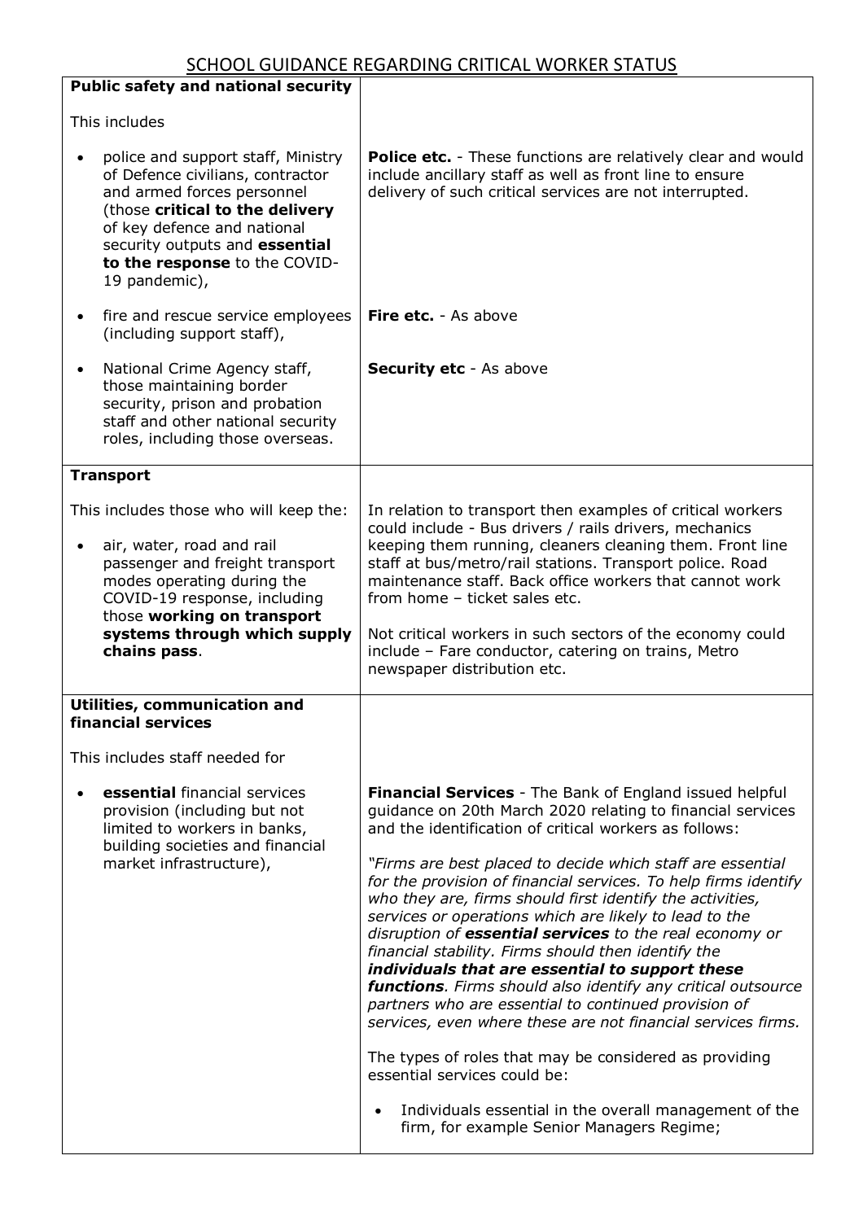# SCHOOL GUIDANCE REGARDING CRITICAL WORKER STATUS

| **Public safety and national security** | |
|---|---|
| This includes | |
| • police and support staff, Ministry of Defence civilians, contractor and armed forces personnel (those **critical to the delivery** of key defence and national security outputs and **essential to the response** to the COVID-19 pandemic), | **Police etc.** - These functions are relatively clear and would include ancillary staff as well as front line to ensure delivery of such critical services are not interrupted. |
| • fire and rescue service employees (including support staff), | **Fire etc.** - As above |
| • National Crime Agency staff, those maintaining border security, prison and probation staff and other national security roles, including those overseas. | **Security etc** - As above |
| **Transport** | |
| This includes those who will keep the:<br><br>• air, water, road and rail passenger and freight transport modes operating during the COVID-19 response, including those **working on transport systems through which supply chains pass**. | In relation to transport then examples of critical workers could include - Bus drivers / rails drivers, mechanics keeping them running, cleaners cleaning them. Front line staff at bus/metro/rail stations. Transport police. Road maintenance staff. Back office workers that cannot work from home – ticket sales etc.<br><br>Not critical workers in such sectors of the economy could include – Fare conductor, catering on trains, Metro newspaper distribution etc. |
| **Utilities, communication and financial services** | |
| This includes staff needed for | |
| • **essential** financial services provision (including but not limited to workers in banks, building societies and financial market infrastructure), | **Financial Services** - The Bank of England issued helpful guidance on 20th March 2020 relating to financial services and the identification of critical workers as follows:<br><br>*"Firms are best placed to decide which staff are essential for the provision of financial services. To help firms identify who they are, firms should first identify the activities, services or operations which are likely to lead to the disruption of* ***essential services*** *to the real economy or financial stability. Firms should then identify the* ***individuals that are essential to support these functions****. Firms should also identify any critical outsource partners who are essential to continued provision of services, even where these are not financial services firms.*<br><br>The types of roles that may be considered as providing essential services could be:<br><br>• Individuals essential in the overall management of the firm, for example Senior Managers Regime; |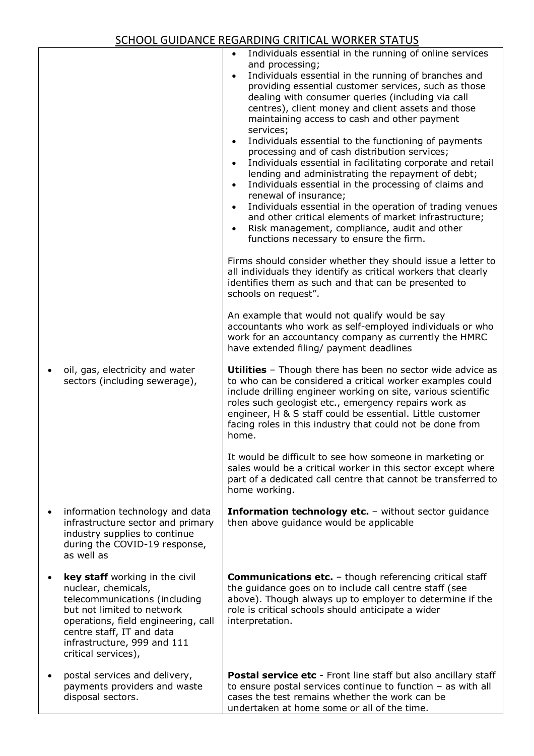# SCHOOL GUIDANCE REGARDING CRITICAL WORKER STATUS

| | |
|---|---|
| | • Individuals essential in the running of online services and processing;<br>• Individuals essential in the running of branches and providing essential customer services, such as those dealing with consumer queries (including via call centres), client money and client assets and those maintaining access to cash and other payment services;<br>• Individuals essential to the functioning of payments processing and of cash distribution services;<br>• Individuals essential in facilitating corporate and retail lending and administrating the repayment of debt;<br>• Individuals essential in the processing of claims and renewal of insurance;<br>• Individuals essential in the operation of trading venues and other critical elements of market infrastructure;<br>• Risk management, compliance, audit and other functions necessary to ensure the firm.<br><br>Firms should consider whether they should issue a letter to all individuals they identify as critical workers that clearly identifies them as such and that can be presented to schools on request".<br><br>An example that would not qualify would be say accountants who work as self-employed individuals or who work for an accountancy company as currently the HMRC have extended filing/ payment deadlines |
| • oil, gas, electricity and water sectors (including sewerage), | **Utilities** – Though there has been no sector wide advice as to who can be considered a critical worker examples could include drilling engineer working on site, various scientific roles such geologist etc., emergency repairs work as engineer, H & S staff could be essential. Little customer facing roles in this industry that could not be done from home.<br><br>It would be difficult to see how someone in marketing or sales would be a critical worker in this sector except where part of a dedicated call centre that cannot be transferred to home working. |
| • information technology and data infrastructure sector and primary industry supplies to continue during the COVID-19 response, as well as | **Information technology etc.** – without sector guidance then above guidance would be applicable |
| • **key staff** working in the civil nuclear, chemicals, telecommunications (including but not limited to network operations, field engineering, call centre staff, IT and data infrastructure, 999 and 111 critical services), | **Communications etc.** – though referencing critical staff the guidance goes on to include call centre staff (see above). Though always up to employer to determine if the role is critical schools should anticipate a wider interpretation. |
| • postal services and delivery, payments providers and waste disposal sectors. | **Postal service etc** - Front line staff but also ancillary staff to ensure postal services continue to function – as with all cases the test remains whether the work can be undertaken at home some or all of the time. |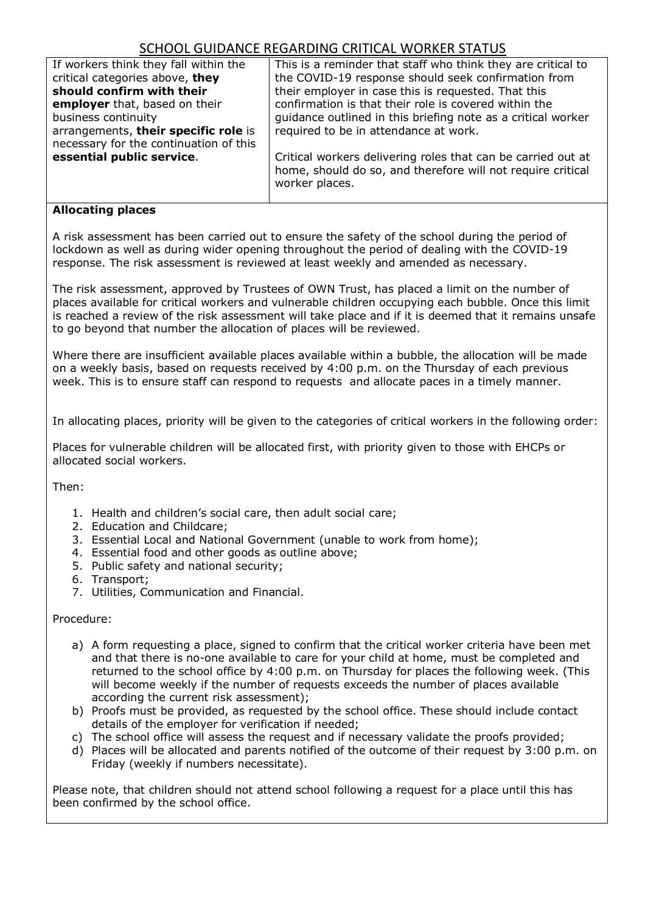# SCHOOL GUIDANCE REGARDING CRITICAL WORKER STATUS

| | |
|---|---|
| If workers think they fall within the critical categories above, **they should confirm with their employer** that, based on their business continuity arrangements, **their specific role** is necessary for the continuation of this **essential public service**. | This is a reminder that staff who think they are critical to the COVID-19 response should seek confirmation from their employer in case this is requested. That this confirmation is that their role is covered within the guidance outlined in this briefing note as a critical worker required to be in attendance at work.<br><br>Critical workers delivering roles that can be carried out at home, should do so, and therefore will not require critical worker places. |

**Allocating places**

A risk assessment has been carried out to ensure the safety of the school during the period of lockdown as well as during wider opening throughout the period of dealing with the COVID-19 response. The risk assessment is reviewed at least weekly and amended as necessary.

The risk assessment, approved by Trustees of OWN Trust, has placed a limit on the number of places available for critical workers and vulnerable children occupying each bubble. Once this limit is reached a review of the risk assessment will take place and if it is deemed that it remains unsafe to go beyond that number the allocation of places will be reviewed.

Where there are insufficient available places available within a bubble, the allocation will be made on a weekly basis, based on requests received by 4:00 p.m. on the Thursday of each previous week. This is to ensure staff can respond to requests and allocate paces in a timely manner.

In allocating places, priority will be given to the categories of critical workers in the following order:

Places for vulnerable children will be allocated first, with priority given to those with EHCPs or allocated social workers.

Then:

1. Health and children's social care, then adult social care;
2. Education and Childcare;
3. Essential Local and National Government (unable to work from home);
4. Essential food and other goods as outline above;
5. Public safety and national security;
6. Transport;
7. Utilities, Communication and Financial.

Procedure:

a) A form requesting a place, signed to confirm that the critical worker criteria have been met and that there is no-one available to care for your child at home, must be completed and returned to the school office by 4:00 p.m. on Thursday for places the following week. (This will become weekly if the number of requests exceeds the number of places available according the current risk assessment);
b) Proofs must be provided, as requested by the school office. These should include contact details of the employer for verification if needed;
c) The school office will assess the request and if necessary validate the proofs provided;
d) Places will be allocated and parents notified of the outcome of their request by 3:00 p.m. on Friday (weekly if numbers necessitate).

Please note, that children should not attend school following a request for a place until this has been confirmed by the school office.